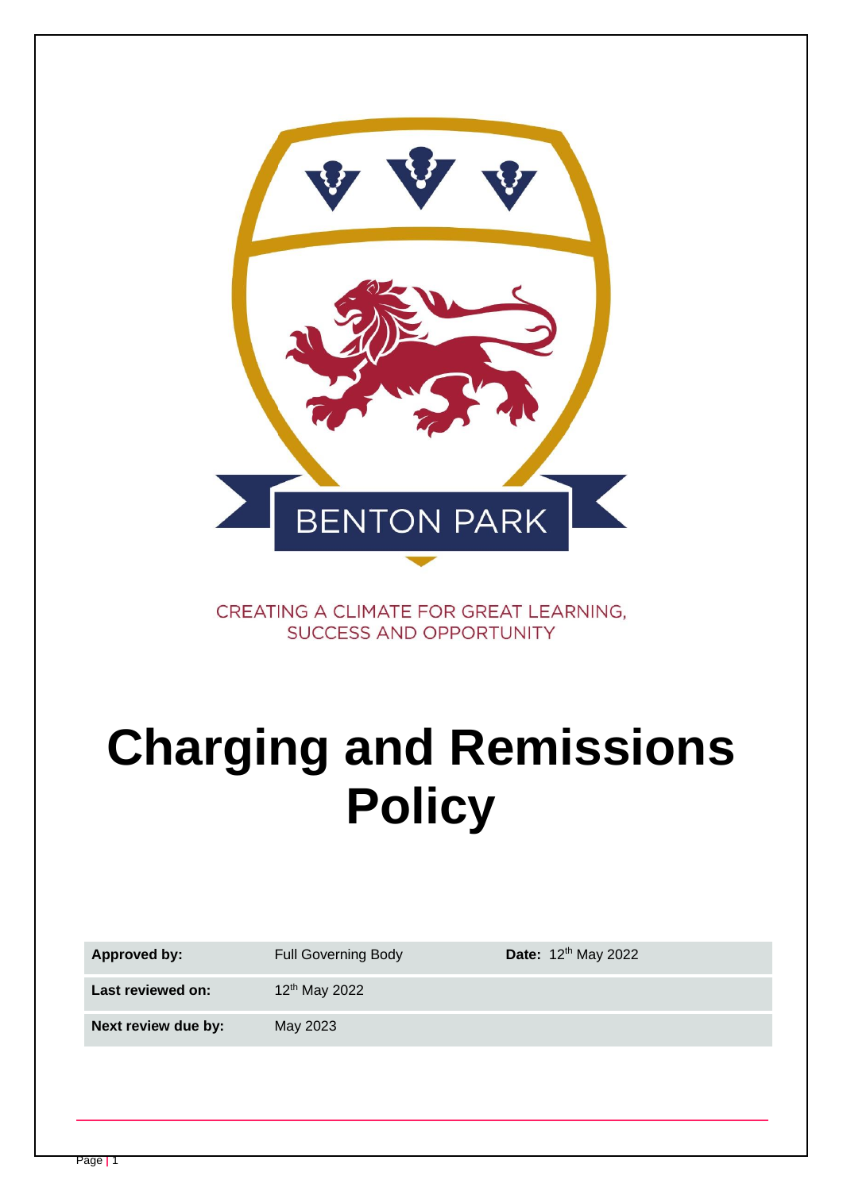BENTON PARK

CREATING A CLIMATE FOR GREAT LEARNING, SUCCESS AND OPPORTUNITY

# Charging and Remissions Policy

| **Approved by:** | Full Governing Body | **Date:** 12th May 2022 |
|---|---|---|
| **Last reviewed on:** | 12th May 2022 | |
| **Next review due by:** | May 2023 | |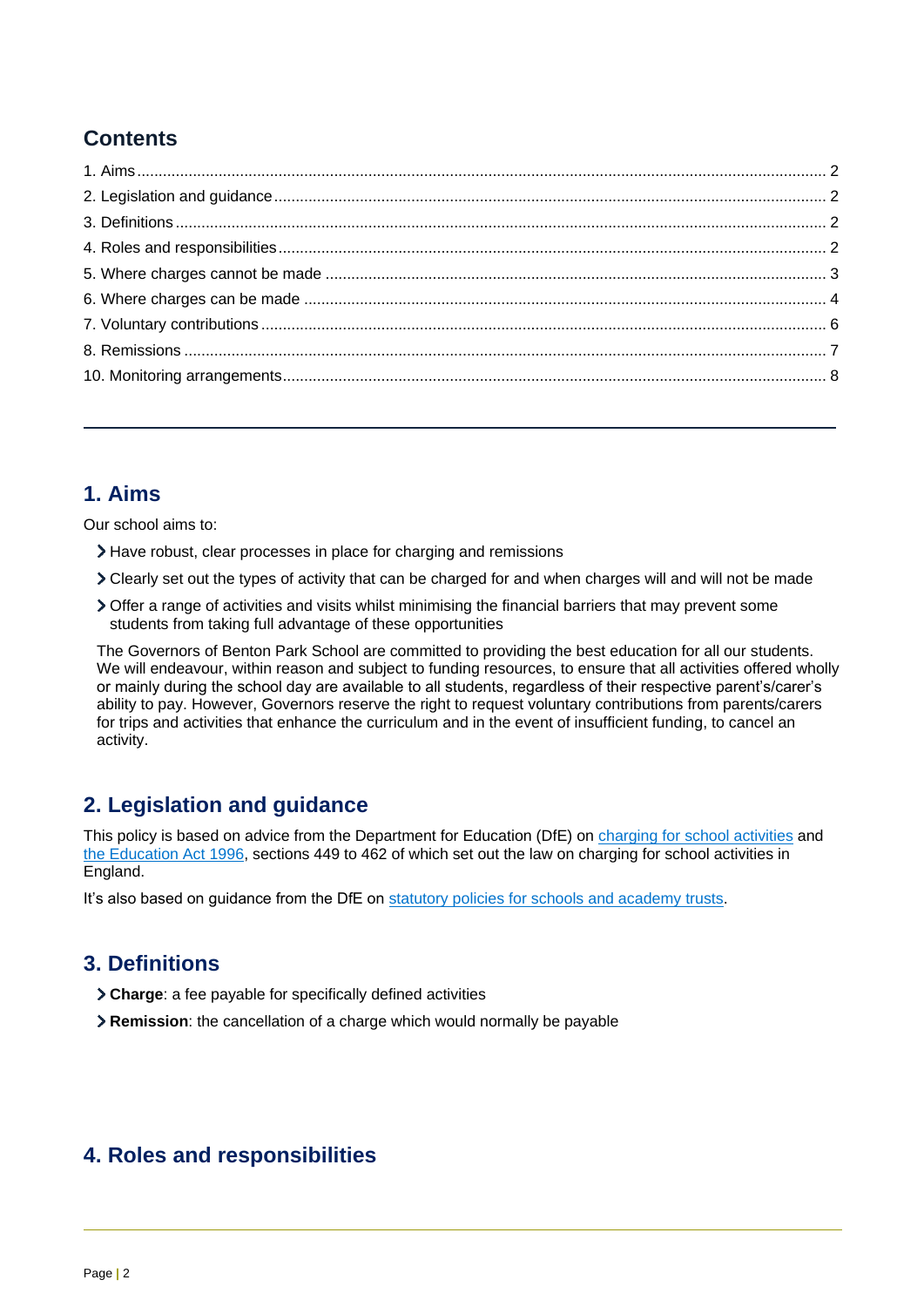## Contents

1. Aims ........ 2
2. Legislation and guidance ........ 2
3. Definitions ........ 2
4. Roles and responsibilities ........ 2
5. Where charges cannot be made ........ 3
6. Where charges can be made ........ 4
7. Voluntary contributions ........ 6
8. Remissions ........ 7
10. Monitoring arrangements ........ 8

---

## 1. Aims

Our school aims to:

- Have robust, clear processes in place for charging and remissions
- Clearly set out the types of activity that can be charged for and when charges will and will not be made
- Offer a range of activities and visits whilst minimising the financial barriers that may prevent some students from taking full advantage of these opportunities

The Governors of Benton Park School are committed to providing the best education for all our students. We will endeavour, within reason and subject to funding resources, to ensure that all activities offered wholly or mainly during the school day are available to all students, regardless of their respective parent's/carer's ability to pay. However, Governors reserve the right to request voluntary contributions from parents/carers for trips and activities that enhance the curriculum and in the event of insufficient funding, to cancel an activity.

## 2. Legislation and guidance

This policy is based on advice from the Department for Education (DfE) on charging for school activities and the Education Act 1996, sections 449 to 462 of which set out the law on charging for school activities in England.

It's also based on guidance from the DfE on statutory policies for schools and academy trusts.

## 3. Definitions

- **Charge**: a fee payable for specifically defined activities
- **Remission**: the cancellation of a charge which would normally be payable

## 4. Roles and responsibilities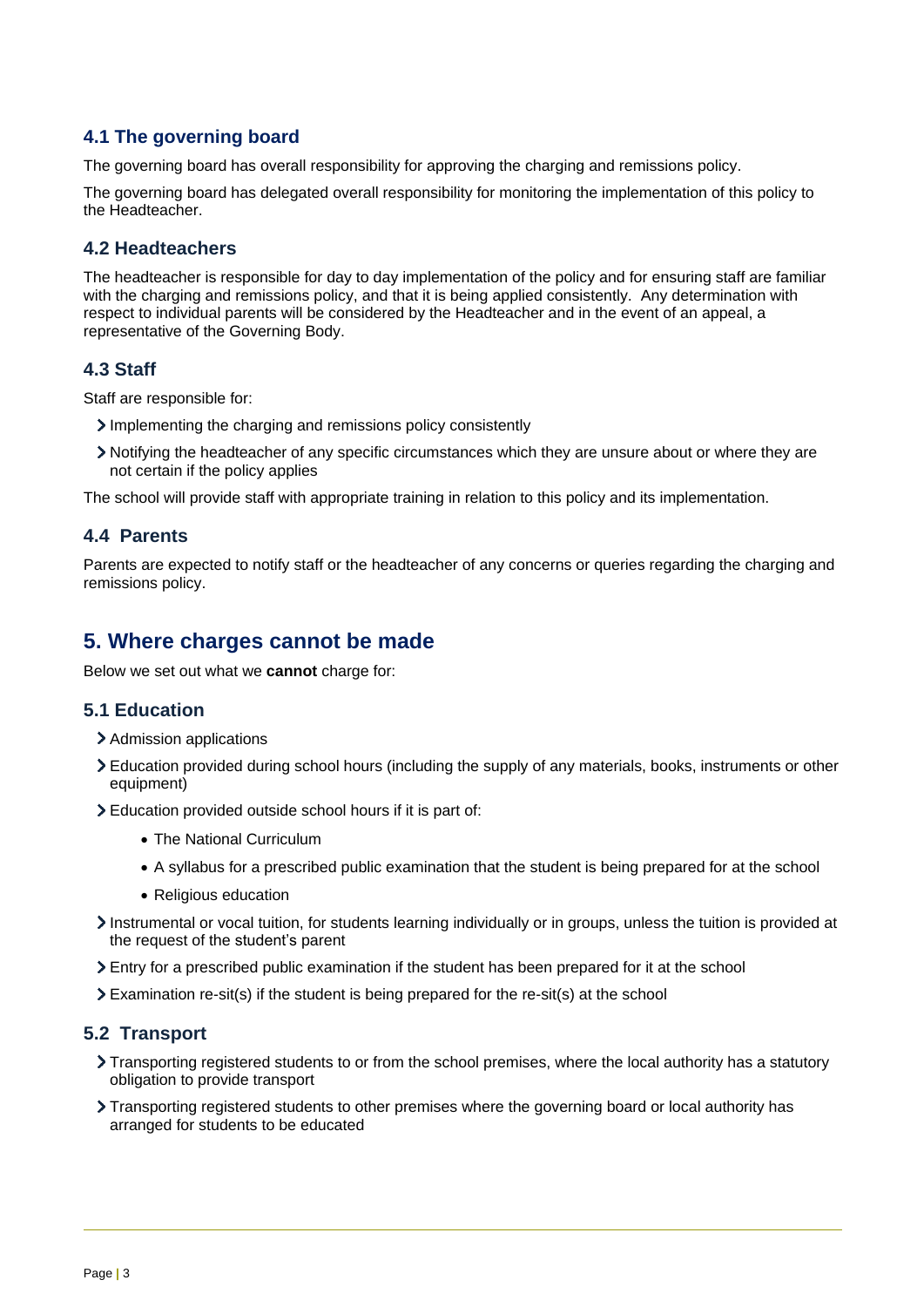### 4.1 The governing board

The governing board has overall responsibility for approving the charging and remissions policy.

The governing board has delegated overall responsibility for monitoring the implementation of this policy to the Headteacher.

### 4.2 Headteachers

The headteacher is responsible for day to day implementation of the policy and for ensuring staff are familiar with the charging and remissions policy, and that it is being applied consistently. Any determination with respect to individual parents will be considered by the Headteacher and in the event of an appeal, a representative of the Governing Body.

### 4.3 Staff

Staff are responsible for:

- Implementing the charging and remissions policy consistently
- Notifying the headteacher of any specific circumstances which they are unsure about or where they are not certain if the policy applies

The school will provide staff with appropriate training in relation to this policy and its implementation.

### 4.4 Parents

Parents are expected to notify staff or the headteacher of any concerns or queries regarding the charging and remissions policy.

## 5. Where charges cannot be made

Below we set out what we **cannot** charge for:

### 5.1 Education

- Admission applications
- Education provided during school hours (including the supply of any materials, books, instruments or other equipment)
- Education provided outside school hours if it is part of:
  - The National Curriculum
  - A syllabus for a prescribed public examination that the student is being prepared for at the school
  - Religious education
- Instrumental or vocal tuition, for students learning individually or in groups, unless the tuition is provided at the request of the student's parent
- Entry for a prescribed public examination if the student has been prepared for it at the school
- Examination re-sit(s) if the student is being prepared for the re-sit(s) at the school

### 5.2 Transport

- Transporting registered students to or from the school premises, where the local authority has a statutory obligation to provide transport
- Transporting registered students to other premises where the governing board or local authority has arranged for students to be educated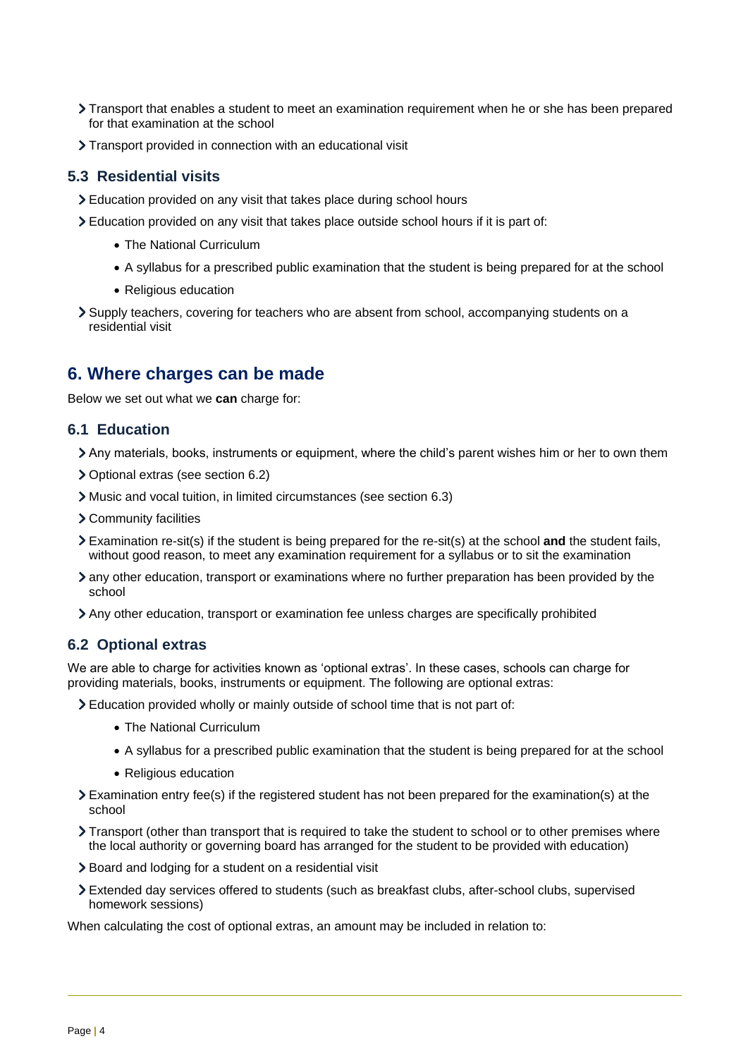- Transport that enables a student to meet an examination requirement when he or she has been prepared for that examination at the school
- Transport provided in connection with an educational visit

### 5.3 Residential visits

- Education provided on any visit that takes place during school hours
- Education provided on any visit that takes place outside school hours if it is part of:
  - The National Curriculum
  - A syllabus for a prescribed public examination that the student is being prepared for at the school
  - Religious education
- Supply teachers, covering for teachers who are absent from school, accompanying students on a residential visit

## 6. Where charges can be made

Below we set out what we **can** charge for:

### 6.1 Education

- Any materials, books, instruments or equipment, where the child's parent wishes him or her to own them
- Optional extras (see section 6.2)
- Music and vocal tuition, in limited circumstances (see section 6.3)
- Community facilities
- Examination re-sit(s) if the student is being prepared for the re-sit(s) at the school **and** the student fails, without good reason, to meet any examination requirement for a syllabus or to sit the examination
- any other education, transport or examinations where no further preparation has been provided by the school
- Any other education, transport or examination fee unless charges are specifically prohibited

### 6.2 Optional extras

We are able to charge for activities known as 'optional extras'. In these cases, schools can charge for providing materials, books, instruments or equipment. The following are optional extras:

- Education provided wholly or mainly outside of school time that is not part of:
  - The National Curriculum
  - A syllabus for a prescribed public examination that the student is being prepared for at the school
  - Religious education
- Examination entry fee(s) if the registered student has not been prepared for the examination(s) at the school
- Transport (other than transport that is required to take the student to school or to other premises where the local authority or governing board has arranged for the student to be provided with education)
- Board and lodging for a student on a residential visit
- Extended day services offered to students (such as breakfast clubs, after-school clubs, supervised homework sessions)

When calculating the cost of optional extras, an amount may be included in relation to: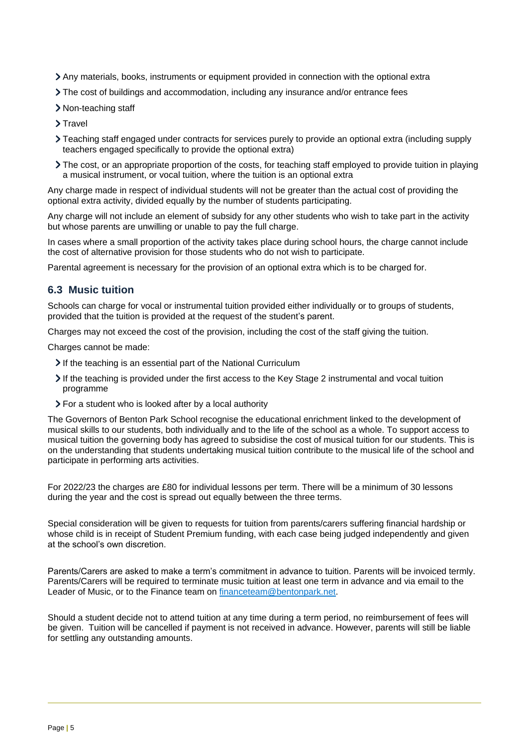- Any materials, books, instruments or equipment provided in connection with the optional extra
- The cost of buildings and accommodation, including any insurance and/or entrance fees
- Non-teaching staff
- Travel
- Teaching staff engaged under contracts for services purely to provide an optional extra (including supply teachers engaged specifically to provide the optional extra)
- The cost, or an appropriate proportion of the costs, for teaching staff employed to provide tuition in playing a musical instrument, or vocal tuition, where the tuition is an optional extra

Any charge made in respect of individual students will not be greater than the actual cost of providing the optional extra activity, divided equally by the number of students participating.

Any charge will not include an element of subsidy for any other students who wish to take part in the activity but whose parents are unwilling or unable to pay the full charge.

In cases where a small proportion of the activity takes place during school hours, the charge cannot include the cost of alternative provision for those students who do not wish to participate.

Parental agreement is necessary for the provision of an optional extra which is to be charged for.

## 6.3 Music tuition

Schools can charge for vocal or instrumental tuition provided either individually or to groups of students, provided that the tuition is provided at the request of the student's parent.

Charges may not exceed the cost of the provision, including the cost of the staff giving the tuition.

Charges cannot be made:

- If the teaching is an essential part of the National Curriculum
- If the teaching is provided under the first access to the Key Stage 2 instrumental and vocal tuition programme
- For a student who is looked after by a local authority

The Governors of Benton Park School recognise the educational enrichment linked to the development of musical skills to our students, both individually and to the life of the school as a whole. To support access to musical tuition the governing body has agreed to subsidise the cost of musical tuition for our students. This is on the understanding that students undertaking musical tuition contribute to the musical life of the school and participate in performing arts activities.

For 2022/23 the charges are £80 for individual lessons per term. There will be a minimum of 30 lessons during the year and the cost is spread out equally between the three terms.

Special consideration will be given to requests for tuition from parents/carers suffering financial hardship or whose child is in receipt of Student Premium funding, with each case being judged independently and given at the school's own discretion.

Parents/Carers are asked to make a term's commitment in advance to tuition. Parents will be invoiced termly. Parents/Carers will be required to terminate music tuition at least one term in advance and via email to the Leader of Music, or to the Finance team on financeteam@bentonpark.net.

Should a student decide not to attend tuition at any time during a term period, no reimbursement of fees will be given. Tuition will be cancelled if payment is not received in advance. However, parents will still be liable for settling any outstanding amounts.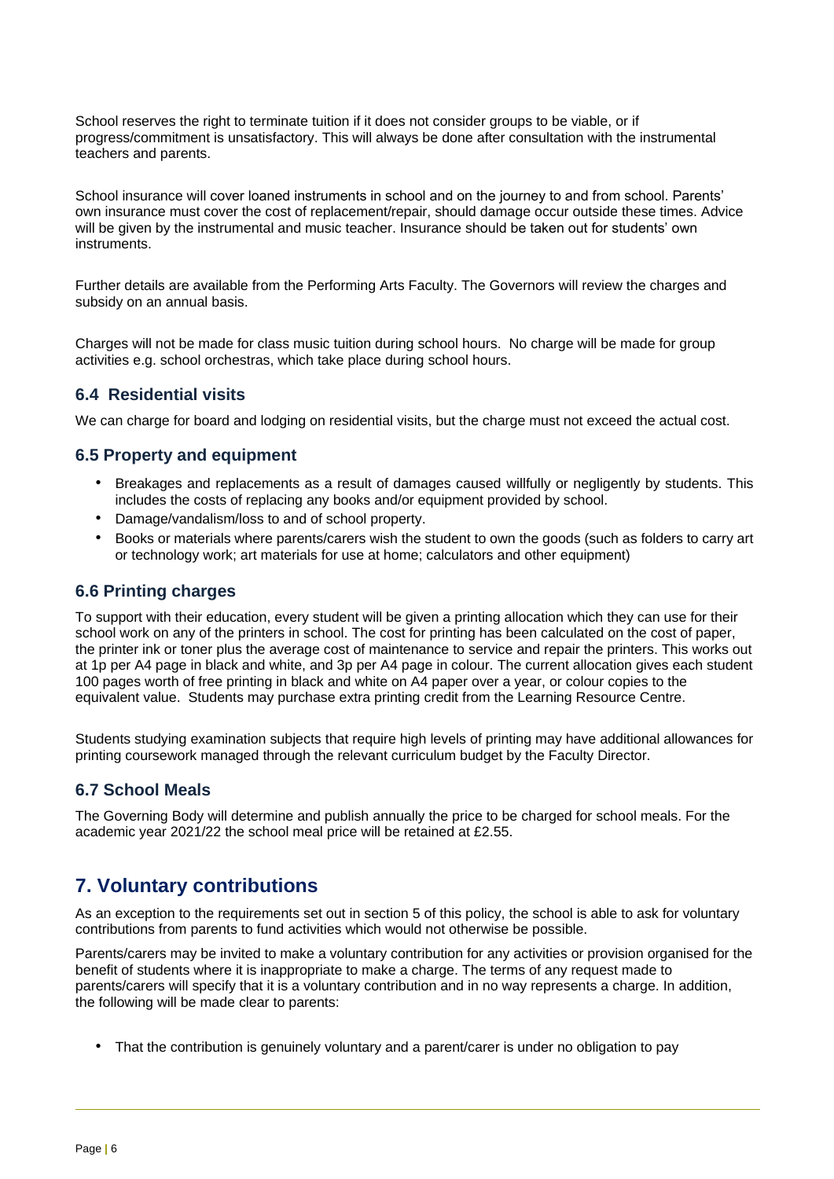School reserves the right to terminate tuition if it does not consider groups to be viable, or if progress/commitment is unsatisfactory. This will always be done after consultation with the instrumental teachers and parents.

School insurance will cover loaned instruments in school and on the journey to and from school. Parents' own insurance must cover the cost of replacement/repair, should damage occur outside these times. Advice will be given by the instrumental and music teacher. Insurance should be taken out for students' own instruments.

Further details are available from the Performing Arts Faculty. The Governors will review the charges and subsidy on an annual basis.

Charges will not be made for class music tuition during school hours. No charge will be made for group activities e.g. school orchestras, which take place during school hours.

### 6.4 Residential visits

We can charge for board and lodging on residential visits, but the charge must not exceed the actual cost.

### 6.5 Property and equipment

- Breakages and replacements as a result of damages caused willfully or negligently by students. This includes the costs of replacing any books and/or equipment provided by school.
- Damage/vandalism/loss to and of school property.
- Books or materials where parents/carers wish the student to own the goods (such as folders to carry art or technology work; art materials for use at home; calculators and other equipment)

### 6.6 Printing charges

To support with their education, every student will be given a printing allocation which they can use for their school work on any of the printers in school. The cost for printing has been calculated on the cost of paper, the printer ink or toner plus the average cost of maintenance to service and repair the printers. This works out at 1p per A4 page in black and white, and 3p per A4 page in colour. The current allocation gives each student 100 pages worth of free printing in black and white on A4 paper over a year, or colour copies to the equivalent value. Students may purchase extra printing credit from the Learning Resource Centre.

Students studying examination subjects that require high levels of printing may have additional allowances for printing coursework managed through the relevant curriculum budget by the Faculty Director.

### 6.7 School Meals

The Governing Body will determine and publish annually the price to be charged for school meals. For the academic year 2021/22 the school meal price will be retained at £2.55.

## 7. Voluntary contributions

As an exception to the requirements set out in section 5 of this policy, the school is able to ask for voluntary contributions from parents to fund activities which would not otherwise be possible.

Parents/carers may be invited to make a voluntary contribution for any activities or provision organised for the benefit of students where it is inappropriate to make a charge. The terms of any request made to parents/carers will specify that it is a voluntary contribution and in no way represents a charge. In addition, the following will be made clear to parents:

- That the contribution is genuinely voluntary and a parent/carer is under no obligation to pay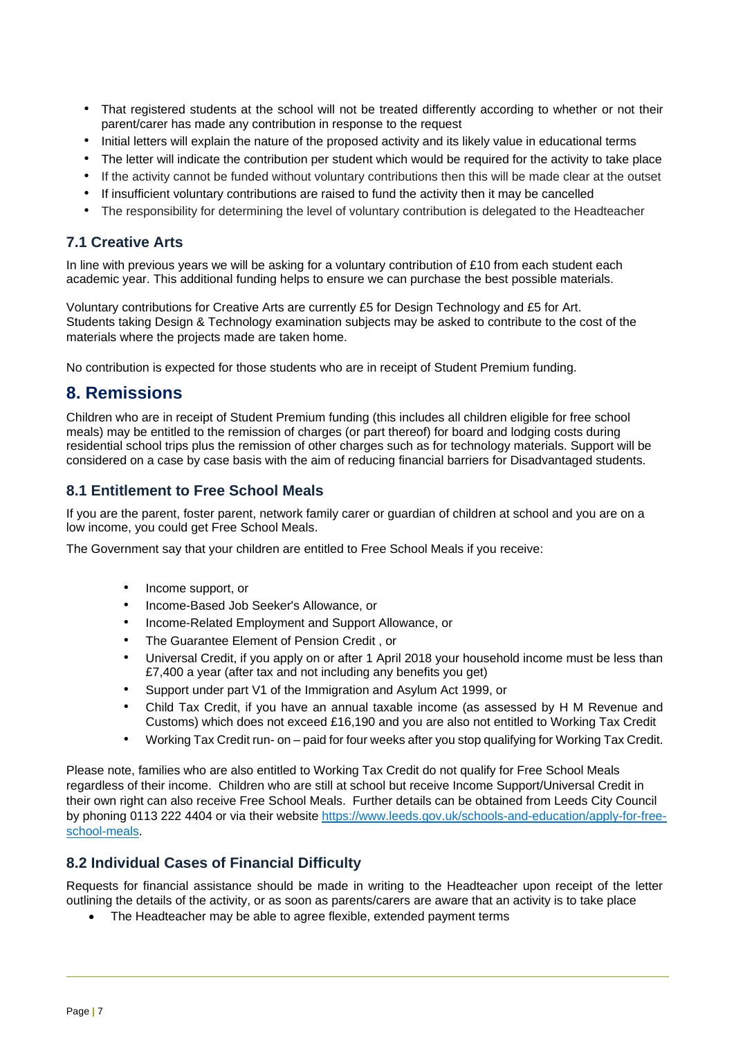- That registered students at the school will not be treated differently according to whether or not their parent/carer has made any contribution in response to the request
- Initial letters will explain the nature of the proposed activity and its likely value in educational terms
- The letter will indicate the contribution per student which would be required for the activity to take place
- If the activity cannot be funded without voluntary contributions then this will be made clear at the outset
- If insufficient voluntary contributions are raised to fund the activity then it may be cancelled
- The responsibility for determining the level of voluntary contribution is delegated to the Headteacher

### 7.1 Creative Arts

In line with previous years we will be asking for a voluntary contribution of £10 from each student each academic year. This additional funding helps to ensure we can purchase the best possible materials.

Voluntary contributions for Creative Arts are currently £5 for Design Technology and £5 for Art. Students taking Design & Technology examination subjects may be asked to contribute to the cost of the materials where the projects made are taken home.

No contribution is expected for those students who are in receipt of Student Premium funding.

## 8. Remissions

Children who are in receipt of Student Premium funding (this includes all children eligible for free school meals) may be entitled to the remission of charges (or part thereof) for board and lodging costs during residential school trips plus the remission of other charges such as for technology materials. Support will be considered on a case by case basis with the aim of reducing financial barriers for Disadvantaged students.

### 8.1 Entitlement to Free School Meals

If you are the parent, foster parent, network family carer or guardian of children at school and you are on a low income, you could get Free School Meals.

The Government say that your children are entitled to Free School Meals if you receive:

- Income support, or
- Income-Based Job Seeker's Allowance, or
- Income-Related Employment and Support Allowance, or
- The Guarantee Element of Pension Credit , or
- Universal Credit, if you apply on or after 1 April 2018 your household income must be less than £7,400 a year (after tax and not including any benefits you get)
- Support under part V1 of the Immigration and Asylum Act 1999, or
- Child Tax Credit, if you have an annual taxable income (as assessed by H M Revenue and Customs) which does not exceed £16,190 and you are also not entitled to Working Tax Credit
- Working Tax Credit run- on – paid for four weeks after you stop qualifying for Working Tax Credit.

Please note, families who are also entitled to Working Tax Credit do not qualify for Free School Meals regardless of their income. Children who are still at school but receive Income Support/Universal Credit in their own right can also receive Free School Meals. Further details can be obtained from Leeds City Council by phoning 0113 222 4404 or via their website https://www.leeds.gov.uk/schools-and-education/apply-for-free-school-meals.

### 8.2 Individual Cases of Financial Difficulty

Requests for financial assistance should be made in writing to the Headteacher upon receipt of the letter outlining the details of the activity, or as soon as parents/carers are aware that an activity is to take place

- The Headteacher may be able to agree flexible, extended payment terms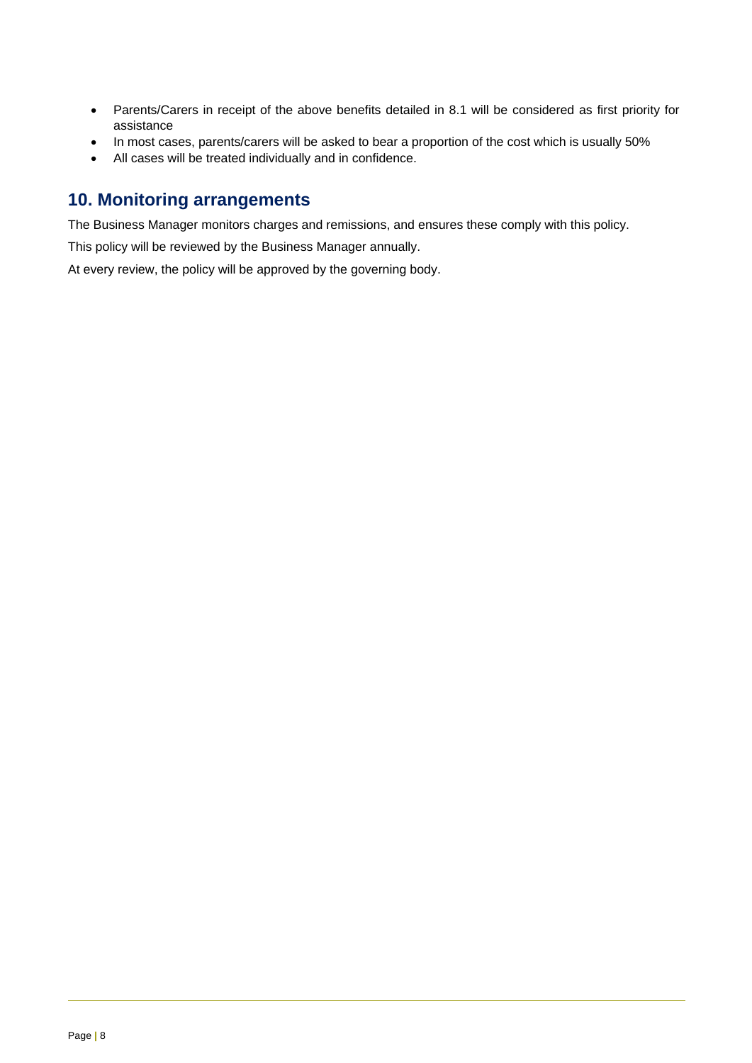- Parents/Carers in receipt of the above benefits detailed in 8.1 will be considered as first priority for assistance
- In most cases, parents/carers will be asked to bear a proportion of the cost which is usually 50%
- All cases will be treated individually and in confidence.

## 10. Monitoring arrangements

The Business Manager monitors charges and remissions, and ensures these comply with this policy.

This policy will be reviewed by the Business Manager annually.

At every review, the policy will be approved by the governing body.